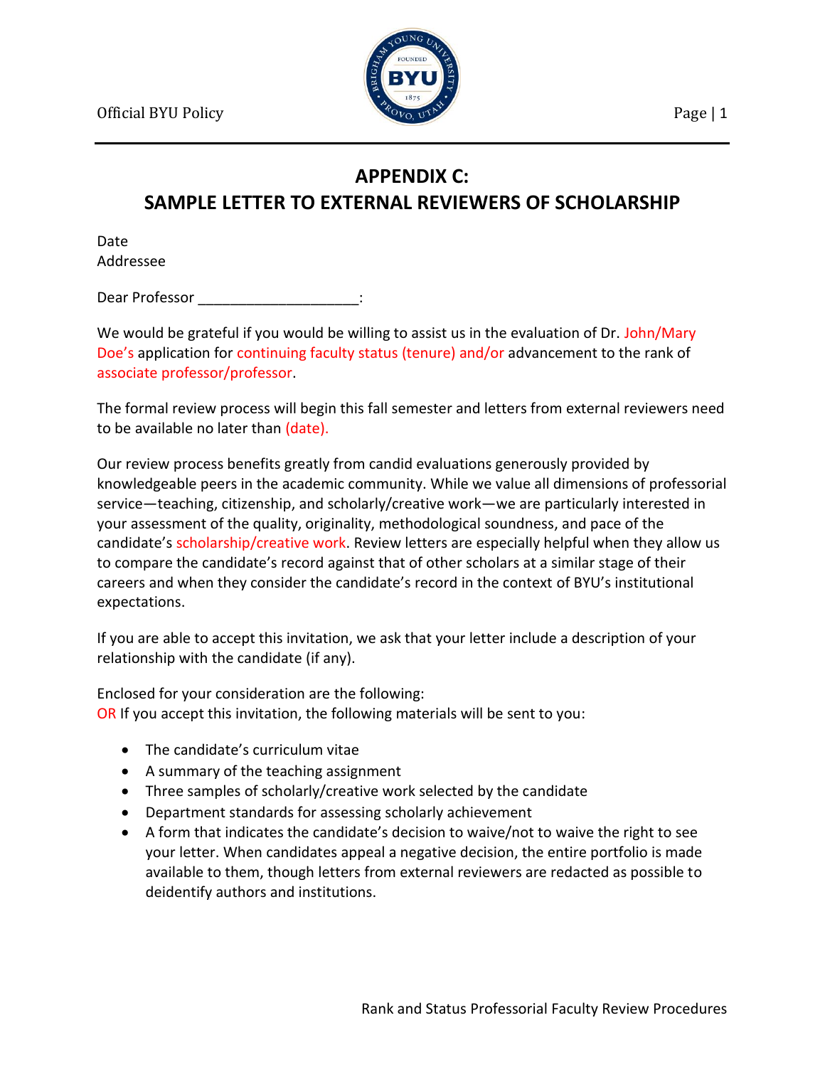# APPENDIX C:
# SAMPLE LETTER TO EXTERNAL REVIEWERS OF SCHOLARSHIP

Date
Addressee

Dear Professor ____________________:

We would be grateful if you would be willing to assist us in the evaluation of Dr. John/Mary Doe's application for continuing faculty status (tenure) and/or advancement to the rank of associate professor/professor.

The formal review process will begin this fall semester and letters from external reviewers need to be available no later than (date).

Our review process benefits greatly from candid evaluations generously provided by knowledgeable peers in the academic community. While we value all dimensions of professorial service—teaching, citizenship, and scholarly/creative work—we are particularly interested in your assessment of the quality, originality, methodological soundness, and pace of the candidate's scholarship/creative work. Review letters are especially helpful when they allow us to compare the candidate's record against that of other scholars at a similar stage of their careers and when they consider the candidate's record in the context of BYU's institutional expectations.

If you are able to accept this invitation, we ask that your letter include a description of your relationship with the candidate (if any).

Enclosed for your consideration are the following:
OR If you accept this invitation, the following materials will be sent to you:

- The candidate's curriculum vitae
- A summary of the teaching assignment
- Three samples of scholarly/creative work selected by the candidate
- Department standards for assessing scholarly achievement
- A form that indicates the candidate's decision to waive/not to waive the right to see your letter. When candidates appeal a negative decision, the entire portfolio is made available to them, though letters from external reviewers are redacted as possible to deidentify authors and institutions.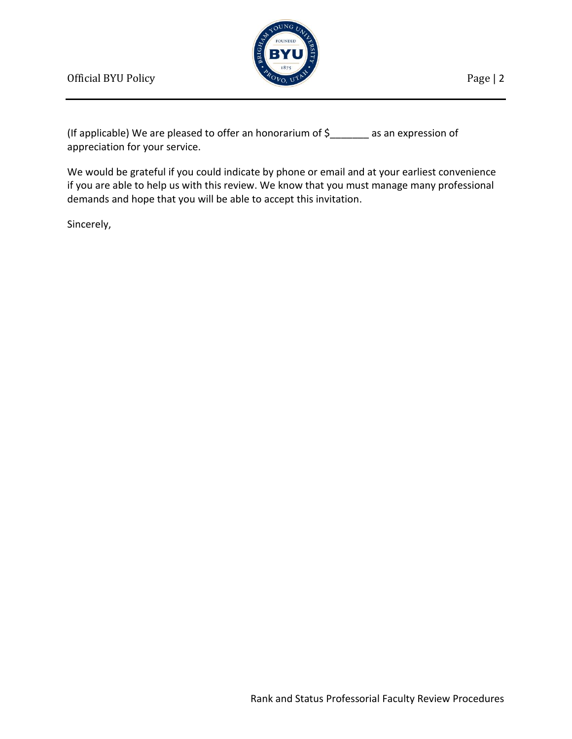(If applicable) We are pleased to offer an honorarium of $_______ as an expression of appreciation for your service.

We would be grateful if you could indicate by phone or email and at your earliest convenience if you are able to help us with this review. We know that you must manage many professional demands and hope that you will be able to accept this invitation.

Sincerely,